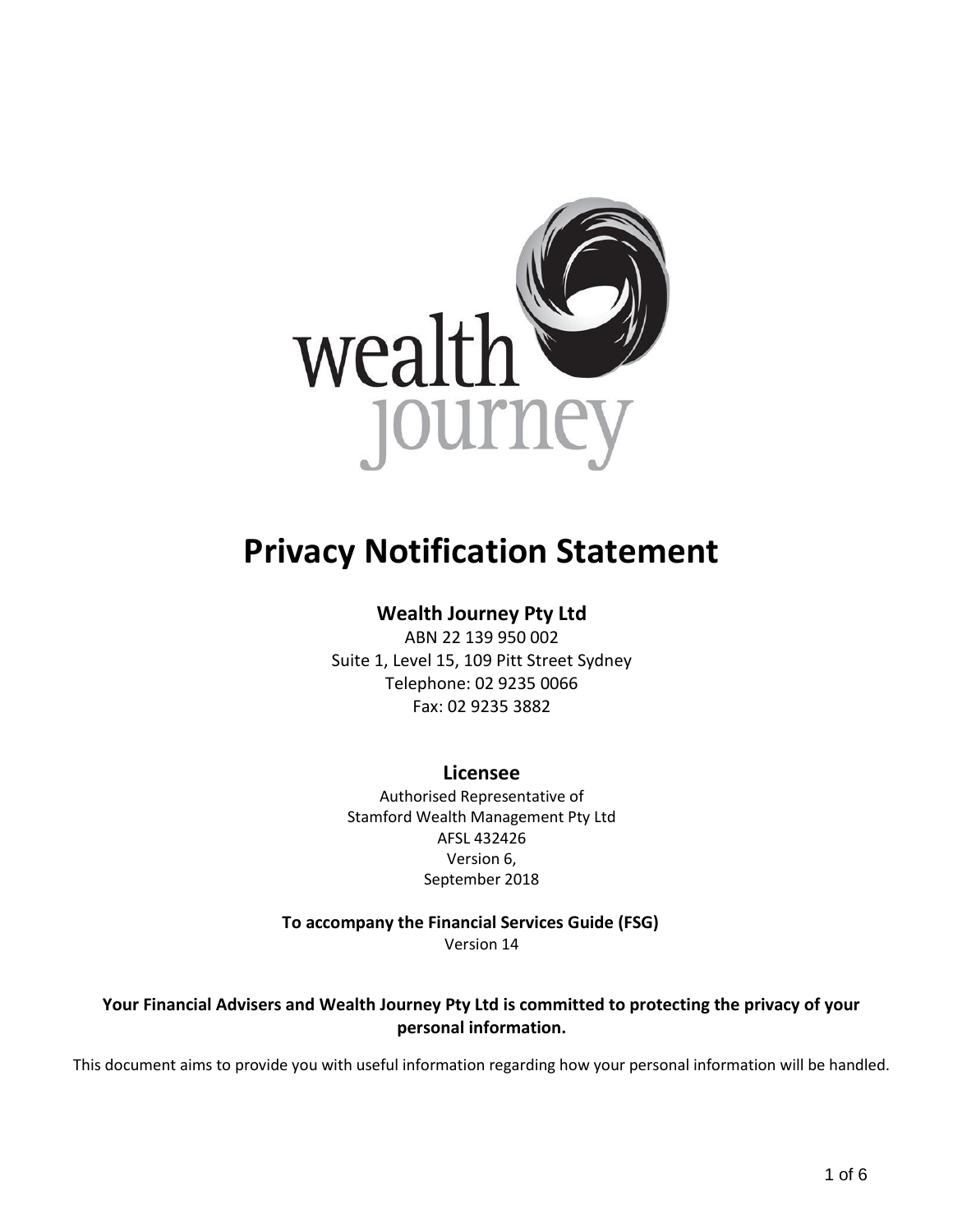# Privacy Notification Statement

## Wealth Journey Pty Ltd

ABN 22 139 950 002
Suite 1, Level 15, 109 Pitt Street Sydney
Telephone: 02 9235 0066
Fax: 02 9235 3882

## Licensee

Authorised Representative of
Stamford Wealth Management Pty Ltd
AFSL 432426
Version 6,
September 2018

**To accompany the Financial Services Guide (FSG)**
Version 14

**Your Financial Advisers and Wealth Journey Pty Ltd is committed to protecting the privacy of your personal information.**

This document aims to provide you with useful information regarding how your personal information will be handled.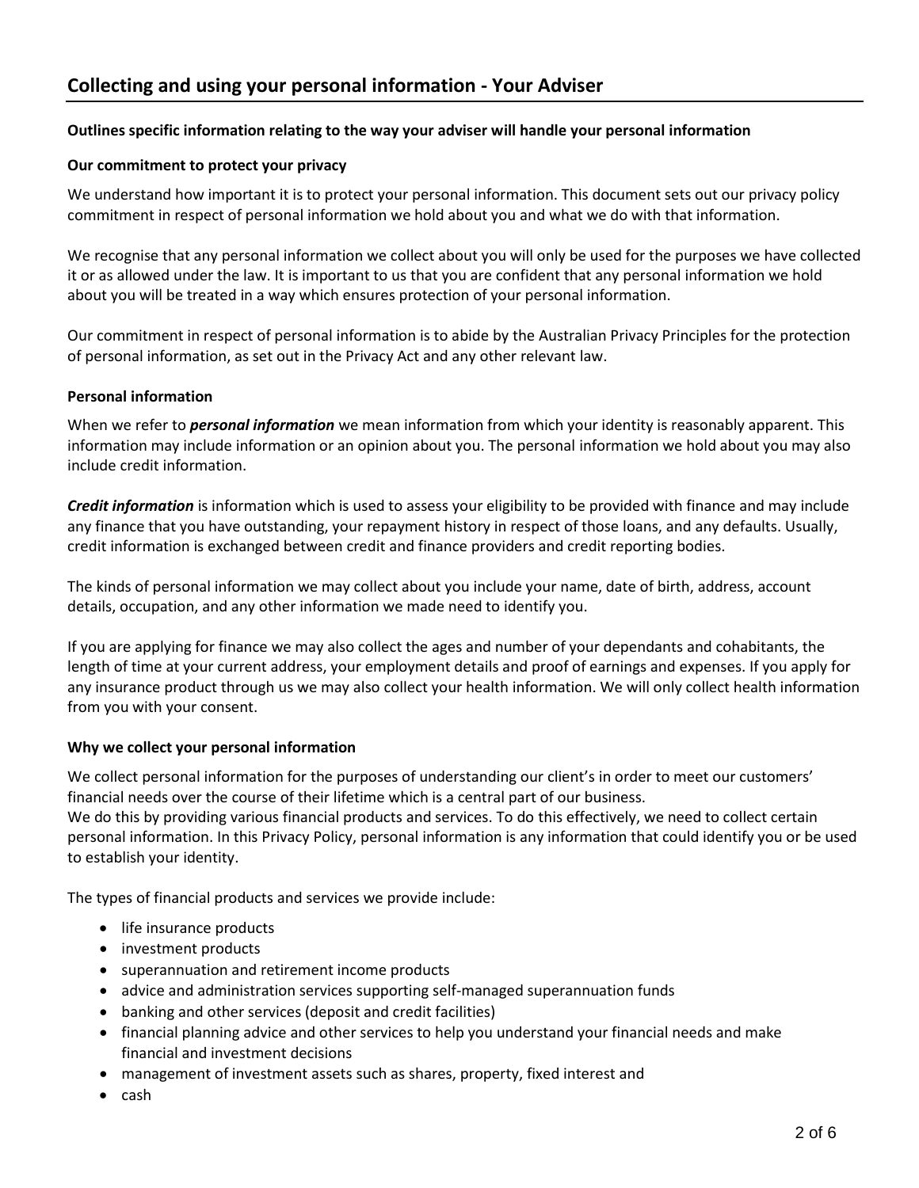## Collecting and using your personal information - Your Adviser

**Outlines specific information relating to the way your adviser will handle your personal information**

**Our commitment to protect your privacy**

We understand how important it is to protect your personal information. This document sets out our privacy policy commitment in respect of personal information we hold about you and what we do with that information.

We recognise that any personal information we collect about you will only be used for the purposes we have collected it or as allowed under the law. It is important to us that you are confident that any personal information we hold about you will be treated in a way which ensures protection of your personal information.

Our commitment in respect of personal information is to abide by the Australian Privacy Principles for the protection of personal information, as set out in the Privacy Act and any other relevant law.

**Personal information**

When we refer to ***personal information*** we mean information from which your identity is reasonably apparent. This information may include information or an opinion about you. The personal information we hold about you may also include credit information.

***Credit information*** is information which is used to assess your eligibility to be provided with finance and may include any finance that you have outstanding, your repayment history in respect of those loans, and any defaults. Usually, credit information is exchanged between credit and finance providers and credit reporting bodies.

The kinds of personal information we may collect about you include your name, date of birth, address, account details, occupation, and any other information we made need to identify you.

If you are applying for finance we may also collect the ages and number of your dependants and cohabitants, the length of time at your current address, your employment details and proof of earnings and expenses. If you apply for any insurance product through us we may also collect your health information. We will only collect health information from you with your consent.

**Why we collect your personal information**

We collect personal information for the purposes of understanding our client's in order to meet our customers' financial needs over the course of their lifetime which is a central part of our business.
We do this by providing various financial products and services. To do this effectively, we need to collect certain personal information. In this Privacy Policy, personal information is any information that could identify you or be used to establish your identity.

The types of financial products and services we provide include:

- life insurance products
- investment products
- superannuation and retirement income products
- advice and administration services supporting self-managed superannuation funds
- banking and other services (deposit and credit facilities)
- financial planning advice and other services to help you understand your financial needs and make financial and investment decisions
- management of investment assets such as shares, property, fixed interest and
- cash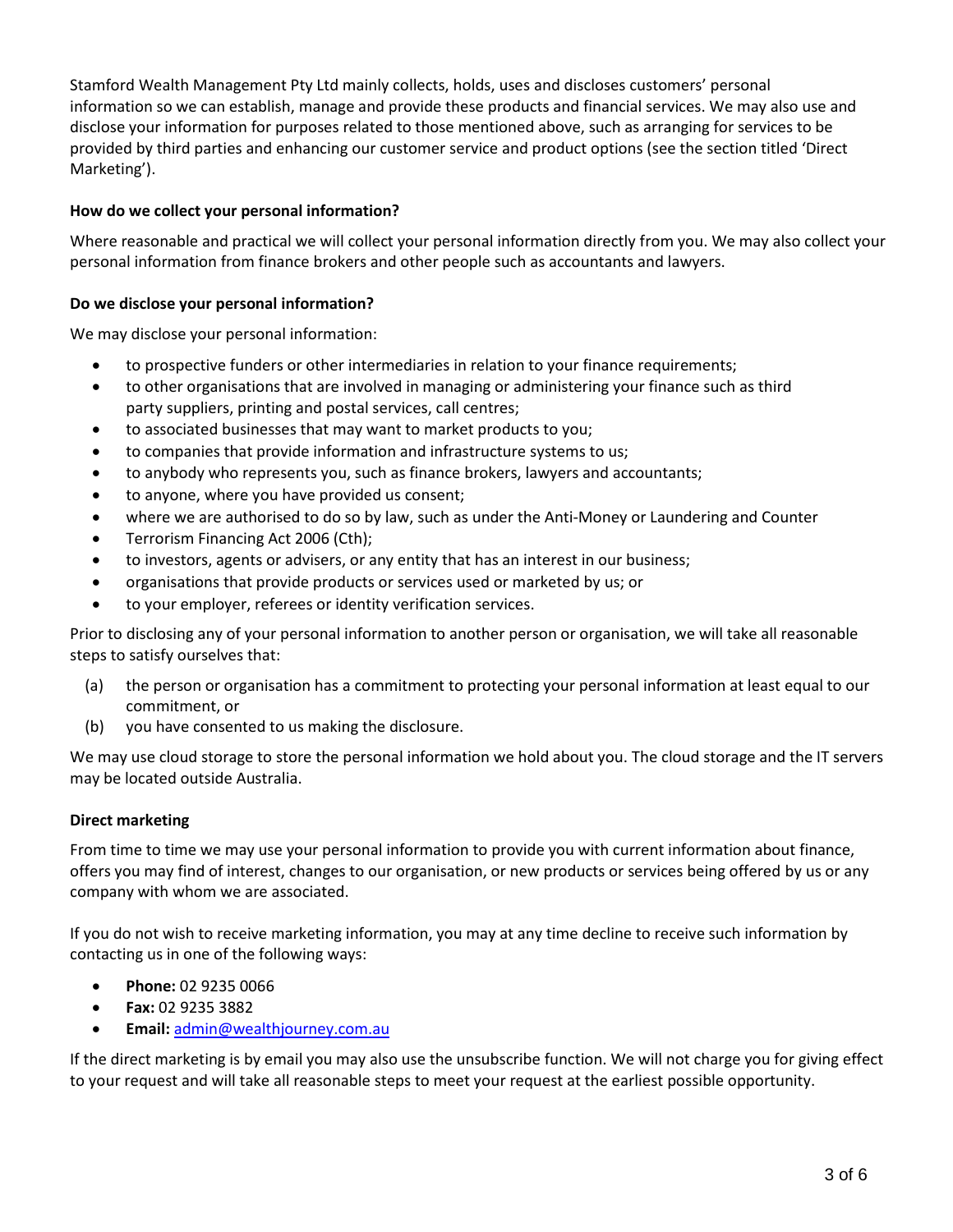Stamford Wealth Management Pty Ltd mainly collects, holds, uses and discloses customers' personal information so we can establish, manage and provide these products and financial services. We may also use and disclose your information for purposes related to those mentioned above, such as arranging for services to be provided by third parties and enhancing our customer service and product options (see the section titled 'Direct Marketing').

**How do we collect your personal information?**

Where reasonable and practical we will collect your personal information directly from you. We may also collect your personal information from finance brokers and other people such as accountants and lawyers.

**Do we disclose your personal information?**

We may disclose your personal information:

- to prospective funders or other intermediaries in relation to your finance requirements;
- to other organisations that are involved in managing or administering your finance such as third party suppliers, printing and postal services, call centres;
- to associated businesses that may want to market products to you;
- to companies that provide information and infrastructure systems to us;
- to anybody who represents you, such as finance brokers, lawyers and accountants;
- to anyone, where you have provided us consent;
- where we are authorised to do so by law, such as under the Anti-Money or Laundering and Counter
- Terrorism Financing Act 2006 (Cth);
- to investors, agents or advisers, or any entity that has an interest in our business;
- organisations that provide products or services used or marketed by us; or
- to your employer, referees or identity verification services.

Prior to disclosing any of your personal information to another person or organisation, we will take all reasonable steps to satisfy ourselves that:

(a) the person or organisation has a commitment to protecting your personal information at least equal to our commitment, or
(b) you have consented to us making the disclosure.

We may use cloud storage to store the personal information we hold about you. The cloud storage and the IT servers may be located outside Australia.

**Direct marketing**

From time to time we may use your personal information to provide you with current information about finance, offers you may find of interest, changes to our organisation, or new products or services being offered by us or any company with whom we are associated.

If you do not wish to receive marketing information, you may at any time decline to receive such information by contacting us in one of the following ways:

- **Phone:** 02 9235 0066
- **Fax:** 02 9235 3882
- **Email:** admin@wealthjourney.com.au

If the direct marketing is by email you may also use the unsubscribe function. We will not charge you for giving effect to your request and will take all reasonable steps to meet your request at the earliest possible opportunity.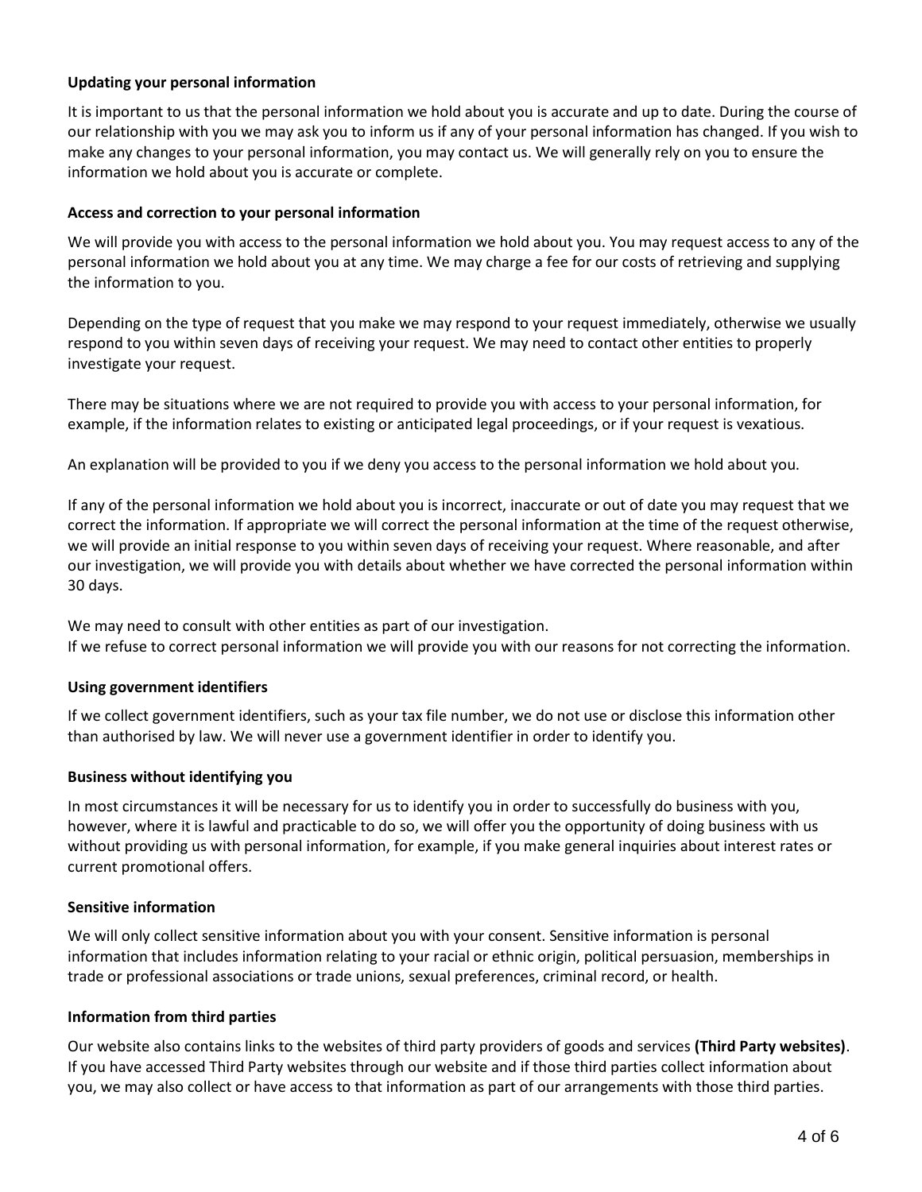### Updating your personal information

It is important to us that the personal information we hold about you is accurate and up to date. During the course of our relationship with you we may ask you to inform us if any of your personal information has changed. If you wish to make any changes to your personal information, you may contact us. We will generally rely on you to ensure the information we hold about you is accurate or complete.

### Access and correction to your personal information

We will provide you with access to the personal information we hold about you. You may request access to any of the personal information we hold about you at any time. We may charge a fee for our costs of retrieving and supplying the information to you.

Depending on the type of request that you make we may respond to your request immediately, otherwise we usually respond to you within seven days of receiving your request. We may need to contact other entities to properly investigate your request.

There may be situations where we are not required to provide you with access to your personal information, for example, if the information relates to existing or anticipated legal proceedings, or if your request is vexatious.

An explanation will be provided to you if we deny you access to the personal information we hold about you.

If any of the personal information we hold about you is incorrect, inaccurate or out of date you may request that we correct the information. If appropriate we will correct the personal information at the time of the request otherwise, we will provide an initial response to you within seven days of receiving your request. Where reasonable, and after our investigation, we will provide you with details about whether we have corrected the personal information within 30 days.

We may need to consult with other entities as part of our investigation.
If we refuse to correct personal information we will provide you with our reasons for not correcting the information.

### Using government identifiers

If we collect government identifiers, such as your tax file number, we do not use or disclose this information other than authorised by law. We will never use a government identifier in order to identify you.

### Business without identifying you

In most circumstances it will be necessary for us to identify you in order to successfully do business with you, however, where it is lawful and practicable to do so, we will offer you the opportunity of doing business with us without providing us with personal information, for example, if you make general inquiries about interest rates or current promotional offers.

### Sensitive information

We will only collect sensitive information about you with your consent. Sensitive information is personal information that includes information relating to your racial or ethnic origin, political persuasion, memberships in trade or professional associations or trade unions, sexual preferences, criminal record, or health.

### Information from third parties

Our website also contains links to the websites of third party providers of goods and services **(Third Party websites)**. If you have accessed Third Party websites through our website and if those third parties collect information about you, we may also collect or have access to that information as part of our arrangements with those third parties.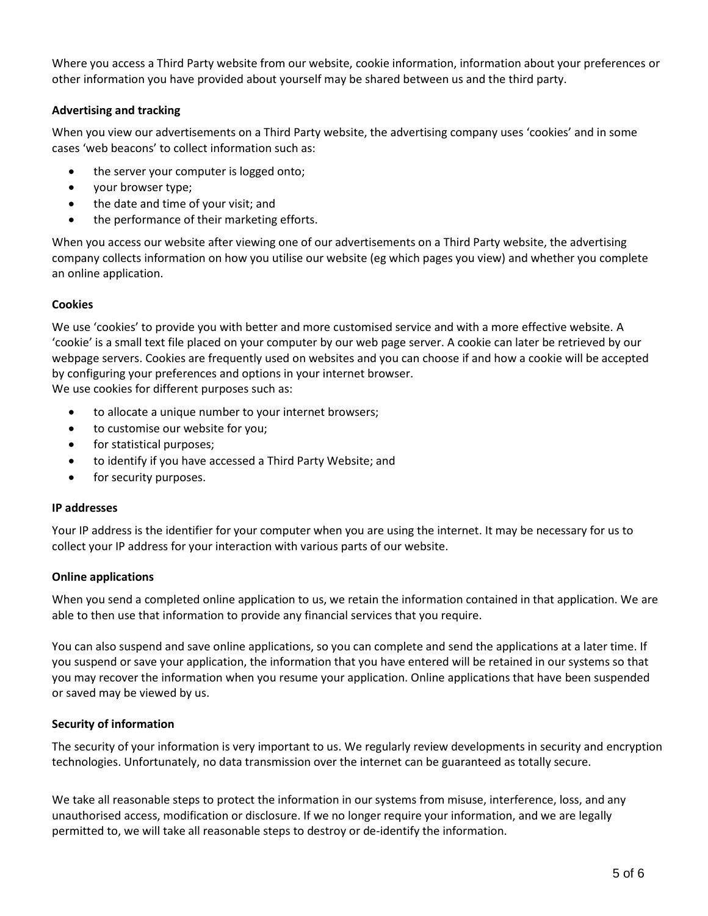Where you access a Third Party website from our website, cookie information, information about your preferences or other information you have provided about yourself may be shared between us and the third party.

### Advertising and tracking

When you view our advertisements on a Third Party website, the advertising company uses 'cookies' and in some cases 'web beacons' to collect information such as:

- the server your computer is logged onto;
- your browser type;
- the date and time of your visit; and
- the performance of their marketing efforts.

When you access our website after viewing one of our advertisements on a Third Party website, the advertising company collects information on how you utilise our website (eg which pages you view) and whether you complete an online application.

### Cookies

We use 'cookies' to provide you with better and more customised service and with a more effective website. A 'cookie' is a small text file placed on your computer by our web page server. A cookie can later be retrieved by our webpage servers. Cookies are frequently used on websites and you can choose if and how a cookie will be accepted by configuring your preferences and options in your internet browser.
We use cookies for different purposes such as:

- to allocate a unique number to your internet browsers;
- to customise our website for you;
- for statistical purposes;
- to identify if you have accessed a Third Party Website; and
- for security purposes.

### IP addresses

Your IP address is the identifier for your computer when you are using the internet. It may be necessary for us to collect your IP address for your interaction with various parts of our website.

### Online applications

When you send a completed online application to us, we retain the information contained in that application. We are able to then use that information to provide any financial services that you require.

You can also suspend and save online applications, so you can complete and send the applications at a later time. If you suspend or save your application, the information that you have entered will be retained in our systems so that you may recover the information when you resume your application. Online applications that have been suspended or saved may be viewed by us.

### Security of information

The security of your information is very important to us. We regularly review developments in security and encryption technologies. Unfortunately, no data transmission over the internet can be guaranteed as totally secure.

We take all reasonable steps to protect the information in our systems from misuse, interference, loss, and any unauthorised access, modification or disclosure. If we no longer require your information, and we are legally permitted to, we will take all reasonable steps to destroy or de-identify the information.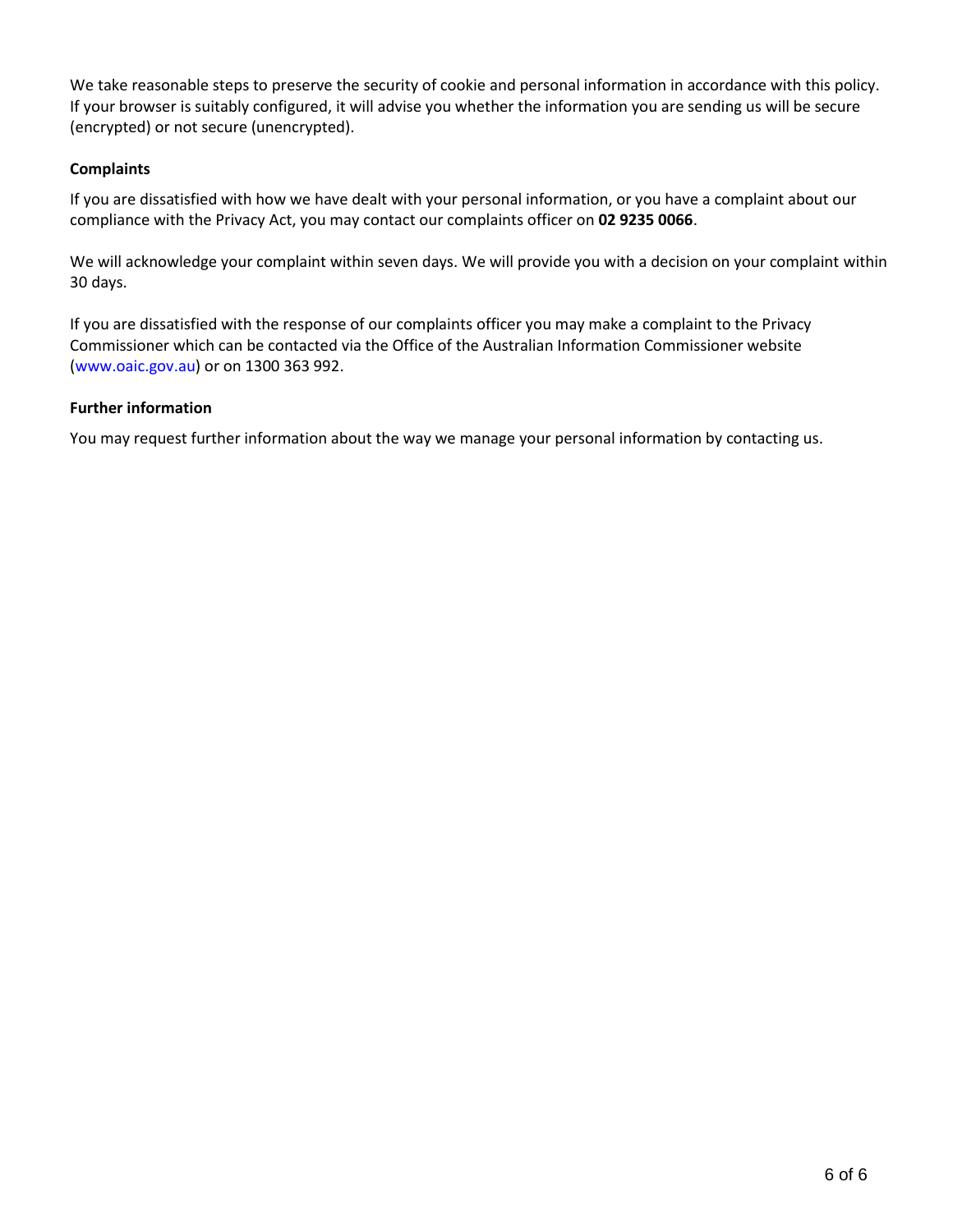We take reasonable steps to preserve the security of cookie and personal information in accordance with this policy. If your browser is suitably configured, it will advise you whether the information you are sending us will be secure (encrypted) or not secure (unencrypted).

**Complaints**

If you are dissatisfied with how we have dealt with your personal information, or you have a complaint about our compliance with the Privacy Act, you may contact our complaints officer on **02 9235 0066**.

We will acknowledge your complaint within seven days. We will provide you with a decision on your complaint within 30 days.

If you are dissatisfied with the response of our complaints officer you may make a complaint to the Privacy Commissioner which can be contacted via the Office of the Australian Information Commissioner website (www.oaic.gov.au) or on 1300 363 992.

**Further information**

You may request further information about the way we manage your personal information by contacting us.